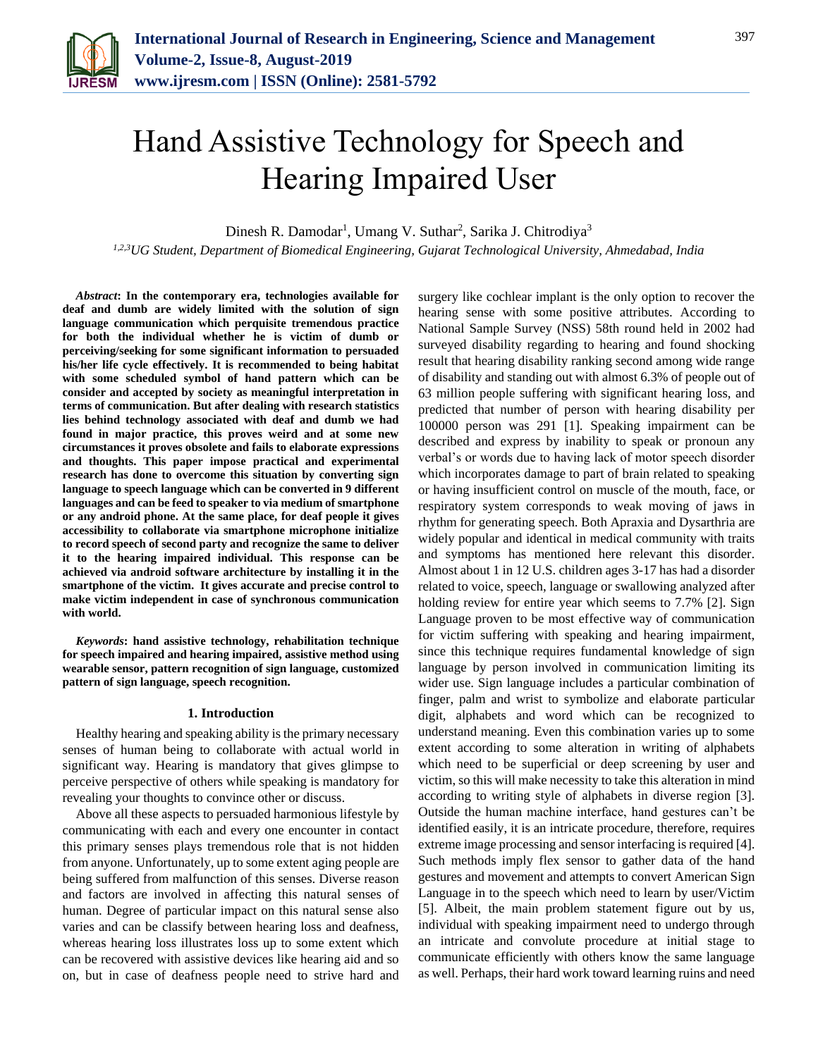# Hand Assistive Technology for Speech and Hearing Impaired User

Dinesh R. Damodar[1], Umang V. Suthar[2], Sarika J. Chitrodiya[3]

[1,2,3]*UG Student, Department of Biomedical Engineering, Gujarat Technological University, Ahmedabad, India*

***Abstract*: In the contemporary era, technologies available for deaf and dumb are widely limited with the solution of sign language communication which perquisite tremendous practice for both the individual whether he is victim of dumb or perceiving/seeking for some significant information to persuaded his/her life cycle effectively. It is recommended to being habitat with some scheduled symbol of hand pattern which can be consider and accepted by society as meaningful interpretation in terms of communication. But after dealing with research statistics lies behind technology associated with deaf and dumb we had found in major practice, this proves weird and at some new circumstances it proves obsolete and fails to elaborate expressions and thoughts. This paper impose practical and experimental research has done to overcome this situation by converting sign language to speech language which can be converted in 9 different languages and can be feed to speaker to via medium of smartphone or any android phone. At the same place, for deaf people it gives accessibility to collaborate via smartphone microphone initialize to record speech of second party and recognize the same to deliver it to the hearing impaired individual. This response can be achieved via android software architecture by installing it in the smartphone of the victim. It gives accurate and precise control to make victim independent in case of synchronous communication with world.**

***Keywords*: hand assistive technology, rehabilitation technique for speech impaired and hearing impaired, assistive method using wearable sensor, pattern recognition of sign language, customized pattern of sign language, speech recognition.**

## 1. Introduction

Healthy hearing and speaking ability is the primary necessary senses of human being to collaborate with actual world in significant way. Hearing is mandatory that gives glimpse to perceive perspective of others while speaking is mandatory for revealing your thoughts to convince other or discuss.

Above all these aspects to persuaded harmonious lifestyle by communicating with each and every one encounter in contact this primary senses plays tremendous role that is not hidden from anyone. Unfortunately, up to some extent aging people are being suffered from malfunction of this senses. Diverse reason and factors are involved in affecting this natural senses of human. Degree of particular impact on this natural sense also varies and can be classify between hearing loss and deafness, whereas hearing loss illustrates loss up to some extent which can be recovered with assistive devices like hearing aid and so on, but in case of deafness people need to strive hard and surgery like cochlear implant is the only option to recover the hearing sense with some positive attributes. According to National Sample Survey (NSS) 58th round held in 2002 had surveyed disability regarding to hearing and found shocking result that hearing disability ranking second among wide range of disability and standing out with almost 6.3% of people out of 63 million people suffering with significant hearing loss, and predicted that number of person with hearing disability per 100000 person was 291 [1]. Speaking impairment can be described and express by inability to speak or pronoun any verbal's or words due to having lack of motor speech disorder which incorporates damage to part of brain related to speaking or having insufficient control on muscle of the mouth, face, or respiratory system corresponds to weak moving of jaws in rhythm for generating speech. Both Apraxia and Dysarthria are widely popular and identical in medical community with traits and symptoms has mentioned here relevant this disorder. Almost about 1 in 12 U.S. children ages 3-17 has had a disorder related to voice, speech, language or swallowing analyzed after holding review for entire year which seems to 7.7% [2]. Sign Language proven to be most effective way of communication for victim suffering with speaking and hearing impairment, since this technique requires fundamental knowledge of sign language by person involved in communication limiting its wider use. Sign language includes a particular combination of finger, palm and wrist to symbolize and elaborate particular digit, alphabets and word which can be recognized to understand meaning. Even this combination varies up to some extent according to some alteration in writing of alphabets which need to be superficial or deep screening by user and victim, so this will make necessity to take this alteration in mind according to writing style of alphabets in diverse region [3]. Outside the human machine interface, hand gestures can't be identified easily, it is an intricate procedure, therefore, requires extreme image processing and sensor interfacing is required [4]. Such methods imply flex sensor to gather data of the hand gestures and movement and attempts to convert American Sign Language in to the speech which need to learn by user/Victim [5]. Albeit, the main problem statement figure out by us, individual with speaking impairment need to undergo through an intricate and convolute procedure at initial stage to communicate efficiently with others know the same language as well. Perhaps, their hard work toward learning ruins and need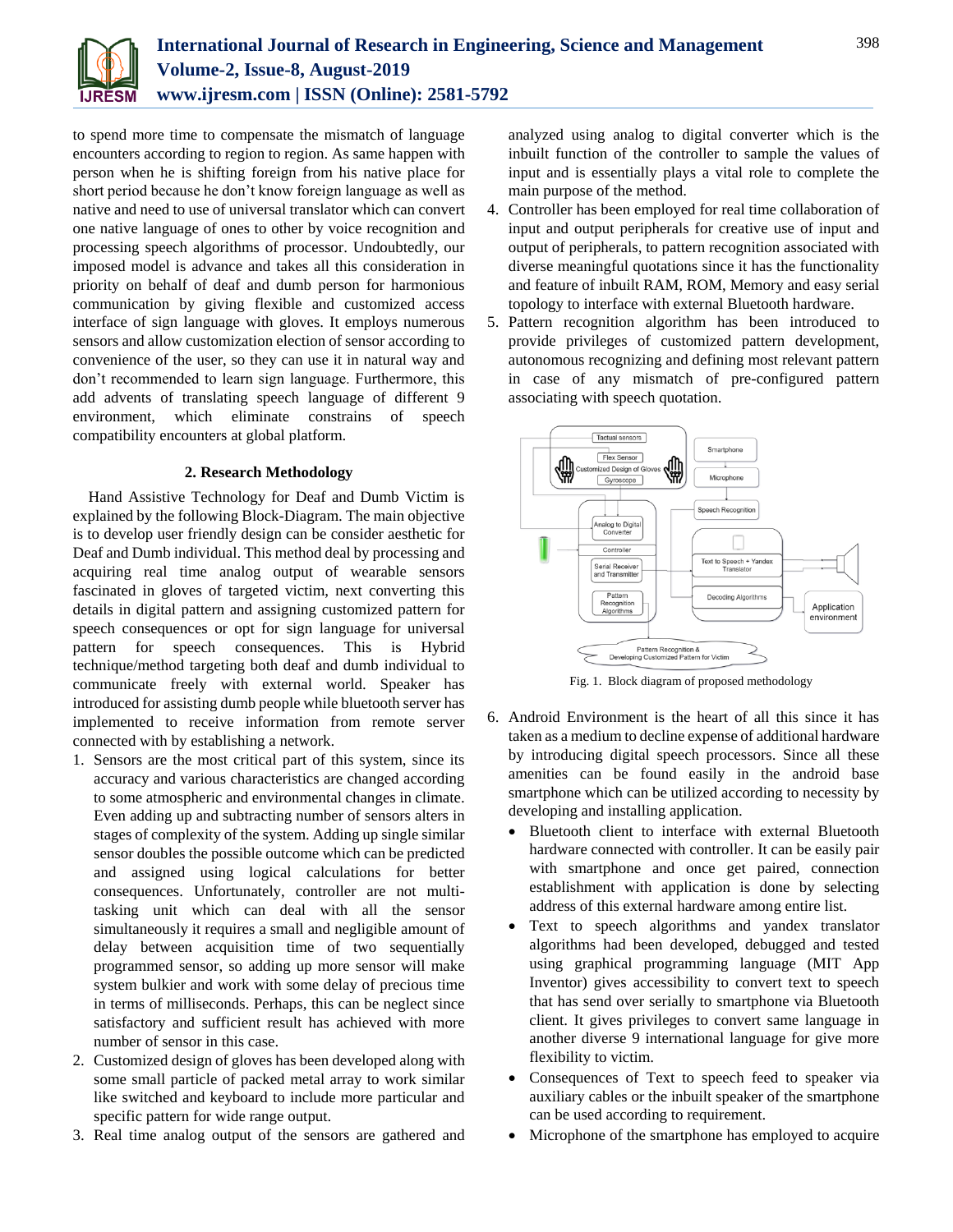to spend more time to compensate the mismatch of language encounters according to region to region. As same happen with person when he is shifting foreign from his native place for short period because he don't know foreign language as well as native and need to use of universal translator which can convert one native language of ones to other by voice recognition and processing speech algorithms of processor. Undoubtedly, our imposed model is advance and takes all this consideration in priority on behalf of deaf and dumb person for harmonious communication by giving flexible and customized access interface of sign language with gloves. It employs numerous sensors and allow customization election of sensor according to convenience of the user, so they can use it in natural way and don't recommended to learn sign language. Furthermore, this add advents of translating speech language of different 9 environment, which eliminate constrains of speech compatibility encounters at global platform.

## 2. Research Methodology

Hand Assistive Technology for Deaf and Dumb Victim is explained by the following Block-Diagram. The main objective is to develop user friendly design can be consider aesthetic for Deaf and Dumb individual. This method deal by processing and acquiring real time analog output of wearable sensors fascinated in gloves of targeted victim, next converting this details in digital pattern and assigning customized pattern for speech consequences or opt for sign language for universal pattern for speech consequences. This is Hybrid technique/method targeting both deaf and dumb individual to communicate freely with external world. Speaker has introduced for assisting dumb people while bluetooth server has implemented to receive information from remote server connected with by establishing a network.

1. Sensors are the most critical part of this system, since its accuracy and various characteristics are changed according to some atmospheric and environmental changes in climate. Even adding up and subtracting number of sensors alters in stages of complexity of the system. Adding up single similar sensor doubles the possible outcome which can be predicted and assigned using logical calculations for better consequences. Unfortunately, controller are not multi-tasking unit which can deal with all the sensor simultaneously it requires a small and negligible amount of delay between acquisition time of two sequentially programmed sensor, so adding up more sensor will make system bulkier and work with some delay of precious time in terms of milliseconds. Perhaps, this can be neglect since satisfactory and sufficient result has achieved with more number of sensor in this case.
2. Customized design of gloves has been developed along with some small particle of packed metal array to work similar like switched and keyboard to include more particular and specific pattern for wide range output.
3. Real time analog output of the sensors are gathered and analyzed using analog to digital converter which is the inbuilt function of the controller to sample the values of input and is essentially plays a vital role to complete the main purpose of the method.
4. Controller has been employed for real time collaboration of input and output peripherals for creative use of input and output of peripherals, to pattern recognition associated with diverse meaningful quotations since it has the functionality and feature of inbuilt RAM, ROM, Memory and easy serial topology to interface with external Bluetooth hardware.
5. Pattern recognition algorithm has been introduced to provide privileges of customized pattern development, autonomous recognizing and defining most relevant pattern in case of any mismatch of pre-configured pattern associating with speech quotation.

Fig. 1. Block diagram of proposed methodology

6. Android Environment is the heart of all this since it has taken as a medium to decline expense of additional hardware by introducing digital speech processors. Since all these amenities can be found easily in the android base smartphone which can be utilized according to necessity by developing and installing application.
   - Bluetooth client to interface with external Bluetooth hardware connected with controller. It can be easily pair with smartphone and once get paired, connection establishment with application is done by selecting address of this external hardware among entire list.
   - Text to speech algorithms and yandex translator algorithms had been developed, debugged and tested using graphical programming language (MIT App Inventor) gives accessibility to convert text to speech that has send over serially to smartphone via Bluetooth client. It gives privileges to convert same language in another diverse 9 international language for give more flexibility to victim.
   - Consequences of Text to speech feed to speaker via auxiliary cables or the inbuilt speaker of the smartphone can be used according to requirement.
   - Microphone of the smartphone has employed to acquire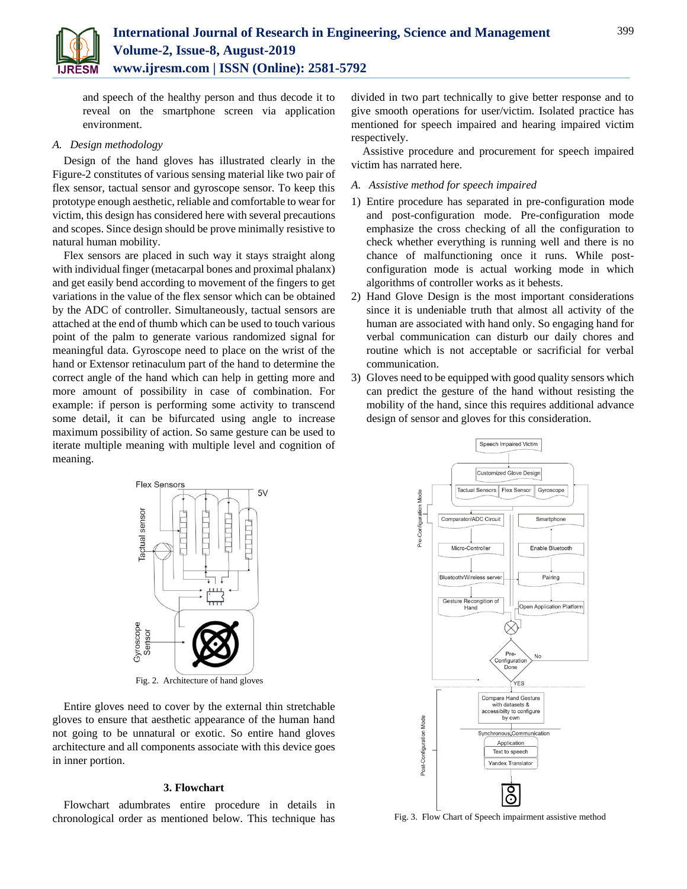and speech of the healthy person and thus decode it to reveal on the smartphone screen via application environment.

### A. Design methodology

Design of the hand gloves has illustrated clearly in the Figure-2 constitutes of various sensing material like two pair of flex sensor, tactual sensor and gyroscope sensor. To keep this prototype enough aesthetic, reliable and comfortable to wear for victim, this design has considered here with several precautions and scopes. Since design should be prove minimally resistive to natural human mobility.

Flex sensors are placed in such way it stays straight along with individual finger (metacarpal bones and proximal phalanx) and get easily bend according to movement of the fingers to get variations in the value of the flex sensor which can be obtained by the ADC of controller. Simultaneously, tactual sensors are attached at the end of thumb which can be used to touch various point of the palm to generate various randomized signal for meaningful data. Gyroscope need to place on the wrist of the hand or Extensor retinaculum part of the hand to determine the correct angle of the hand which can help in getting more and more amount of possibility in case of combination. For example: if person is performing some activity to transcend some detail, it can be bifurcated using angle to increase maximum possibility of action. So same gesture can be used to iterate multiple meaning with multiple level and cognition of meaning.

Fig. 2. Architecture of hand gloves

Entire gloves need to cover by the external thin stretchable gloves to ensure that aesthetic appearance of the human hand not going to be unnatural or exotic. So entire hand gloves architecture and all components associate with this device goes in inner portion.

## 3. Flowchart

Flowchart adumbrates entire procedure in details in chronological order as mentioned below. This technique has divided in two part technically to give better response and to give smooth operations for user/victim. Isolated practice has mentioned for speech impaired and hearing impaired victim respectively.

Assistive procedure and procurement for speech impaired victim has narrated here.

### A. Assistive method for speech impaired

1) Entire procedure has separated in pre-configuration mode and post-configuration mode. Pre-configuration mode emphasize the cross checking of all the configuration to check whether everything is running well and there is no chance of malfunctioning once it runs. While post-configuration mode is actual working mode in which algorithms of controller works as it behests.
2) Hand Glove Design is the most important considerations since it is undeniable truth that almost all activity of the human are associated with hand only. So engaging hand for verbal communication can disturb our daily chores and routine which is not acceptable or sacrificial for verbal communication.
3) Gloves need to be equipped with good quality sensors which can predict the gesture of the hand without resisting the mobility of the hand, since this requires additional advance design of sensor and gloves for this consideration.

Fig. 3. Flow Chart of Speech impairment assistive method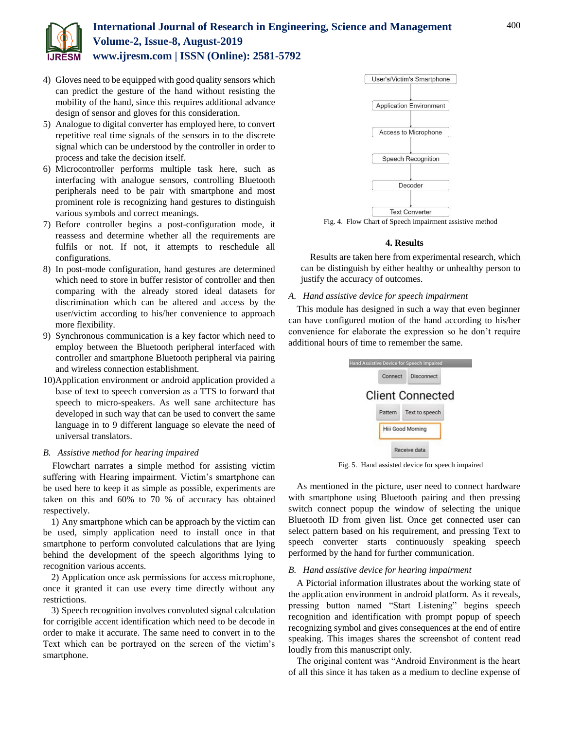4) Gloves need to be equipped with good quality sensors which can predict the gesture of the hand without resisting the mobility of the hand, since this requires additional advance design of sensor and gloves for this consideration.
5) Analogue to digital converter has employed here, to convert repetitive real time signals of the sensors in to the discrete signal which can be understood by the controller in order to process and take the decision itself.
6) Microcontroller performs multiple task here, such as interfacing with analogue sensors, controlling Bluetooth peripherals need to be pair with smartphone and most prominent role is recognizing hand gestures to distinguish various symbols and correct meanings.
7) Before controller begins a post-configuration mode, it reassess and determine whether all the requirements are fulfils or not. If not, it attempts to reschedule all configurations.
8) In post-mode configuration, hand gestures are determined which need to store in buffer resistor of controller and then comparing with the already stored ideal datasets for discrimination which can be altered and access by the user/victim according to his/her convenience to approach more flexibility.
9) Synchronous communication is a key factor which need to employ between the Bluetooth peripheral interfaced with controller and smartphone Bluetooth peripheral via pairing and wireless connection establishment.
10) Application environment or android application provided a base of text to speech conversion as a TTS to forward that speech to micro-speakers. As well sane architecture has developed in such way that can be used to convert the same language in to 9 different language so elevate the need of universal translators.

*B. Assistive method for hearing impaired*

Flowchart narrates a simple method for assisting victim suffering with Hearing impairment. Victim's smartphone can be used here to keep it as simple as possible, experiments are taken on this and 60% to 70 % of accuracy has obtained respectively.

1) Any smartphone which can be approach by the victim can be used, simply application need to install once in that smartphone to perform convoluted calculations that are lying behind the development of the speech algorithms lying to recognition various accents.

2) Application once ask permissions for access microphone, once it granted it can use every time directly without any restrictions.

3) Speech recognition involves convoluted signal calculation for corrigible accent identification which need to be decode in order to make it accurate. The same need to convert in to the Text which can be portrayed on the screen of the victim's smartphone.

User's/Victim's Smartphone → Application Environment → Access to Microphone → Speech Recognition → Decoder → Text Converter

Fig. 4. Flow Chart of Speech impairment assistive method

## 4. Results

Results are taken here from experimental research, which can be distinguish by either healthy or unhealthy person to justify the accuracy of outcomes.

*A. Hand assistive device for speech impairment*

This module has designed in such a way that even beginner can have configured motion of the hand according to his/her convenience for elaborate the expression so he don't require additional hours of time to remember the same.

Hand Assistive Device for Speech Impaired

Connect | Disconnect

Client Connected

Pattern | Text to speech

Hiii Good Morning

Receive data

Fig. 5. Hand assisted device for speech impaired

As mentioned in the picture, user need to connect hardware with smartphone using Bluetooth pairing and then pressing switch connect popup the window of selecting the unique Bluetooth ID from given list. Once get connected user can select pattern based on his requirement, and pressing Text to speech converter starts continuously speaking speech performed by the hand for further communication.

*B. Hand assistive device for hearing impairment*

A Pictorial information illustrates about the working state of the application environment in android platform. As it reveals, pressing button named "Start Listening" begins speech recognition and identification with prompt popup of speech recognizing symbol and gives consequences at the end of entire speaking. This images shares the screenshot of content read loudly from this manuscript only.

The original content was "Android Environment is the heart of all this since it has taken as a medium to decline expense of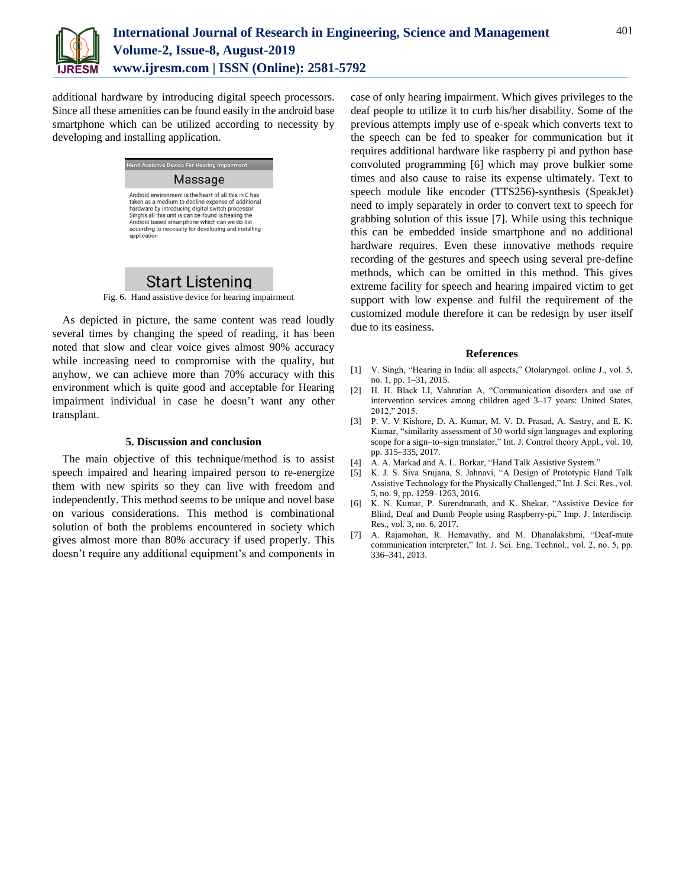additional hardware by introducing digital speech processors. Since all these amenities can be found easily in the android base smartphone which can be utilized according to necessity by developing and installing application.

Hand Assistive Device For Hearing Impairment

Massage

Android environment is the heart of all this in C has taken as a medium to decline expense of additional hardware by introducing digital switch processor Singh's all this unit is can be found is healing the Android based smartphone which can we do list according to necessity for developing and installing application

Start Listening

Fig. 6. Hand assistive device for hearing impairment

As depicted in picture, the same content was read loudly several times by changing the speed of reading, it has been noted that slow and clear voice gives almost 90% accuracy while increasing need to compromise with the quality, but anyhow, we can achieve more than 70% accuracy with this environment which is quite good and acceptable for Hearing impairment individual in case he doesn't want any other transplant.

## 5. Discussion and conclusion

The main objective of this technique/method is to assist speech impaired and hearing impaired person to re-energize them with new spirits so they can live with freedom and independently. This method seems to be unique and novel base on various considerations. This method is combinational solution of both the problems encountered in society which gives almost more than 80% accuracy if used properly. This doesn't require any additional equipment's and components in case of only hearing impairment. Which gives privileges to the deaf people to utilize it to curb his/her disability. Some of the previous attempts imply use of e-speak which converts text to the speech can be fed to speaker for communication but it requires additional hardware like raspberry pi and python base convoluted programming [6] which may prove bulkier some times and also cause to raise its expense ultimately. Text to speech module like encoder (TTS256)-synthesis (SpeakJet) need to imply separately in order to convert text to speech for grabbing solution of this issue [7]. While using this technique this can be embedded inside smartphone and no additional hardware requires. Even these innovative methods require recording of the gestures and speech using several pre-define methods, which can be omitted in this method. This gives extreme facility for speech and hearing impaired victim to get support with low expense and fulfil the requirement of the customized module therefore it can be redesign by user itself due to its easiness.

## References

[1] V. Singh, "Hearing in India: all aspects," Otolaryngol. online J., vol. 5, no. 1, pp. 1–31, 2015.

[2] H. H. Black LI, Vahratian A, "Communication disorders and use of intervention services among children aged 3–17 years: United States, 2012," 2015.

[3] P. V. V Kishore, D. A. Kumar, M. V. D. Prasad, A. Sastry, and E. K. Kumar, "similarity assessment of 30 world sign languages and exploring scope for a sign–to–sign translator," Int. J. Control theory Appl., vol. 10, pp. 315–335, 2017.

[4] A. A. Markad and A. L. Borkar, "Hand Talk Assistive System."

[5] K. J. S. Siva Srujana, S. Jahnavi, "A Design of Prototypic Hand Talk Assistive Technology for the Physically Challenged," Int. J. Sci. Res., vol. 5, no. 9, pp. 1259–1263, 2016.

[6] K. N. Kumar, P. Surendranath, and K. Shekar, "Assistive Device for Blind, Deaf and Dumb People using Raspberry-pi," Imp. J. Interdiscip. Res., vol. 3, no. 6, 2017.

[7] A. Rajamohan, R. Hemavathy, and M. Dhanalakshmi, "Deaf-mute communication interpreter," Int. J. Sci. Eng. Technol., vol. 2, no. 5, pp. 336–341, 2013.